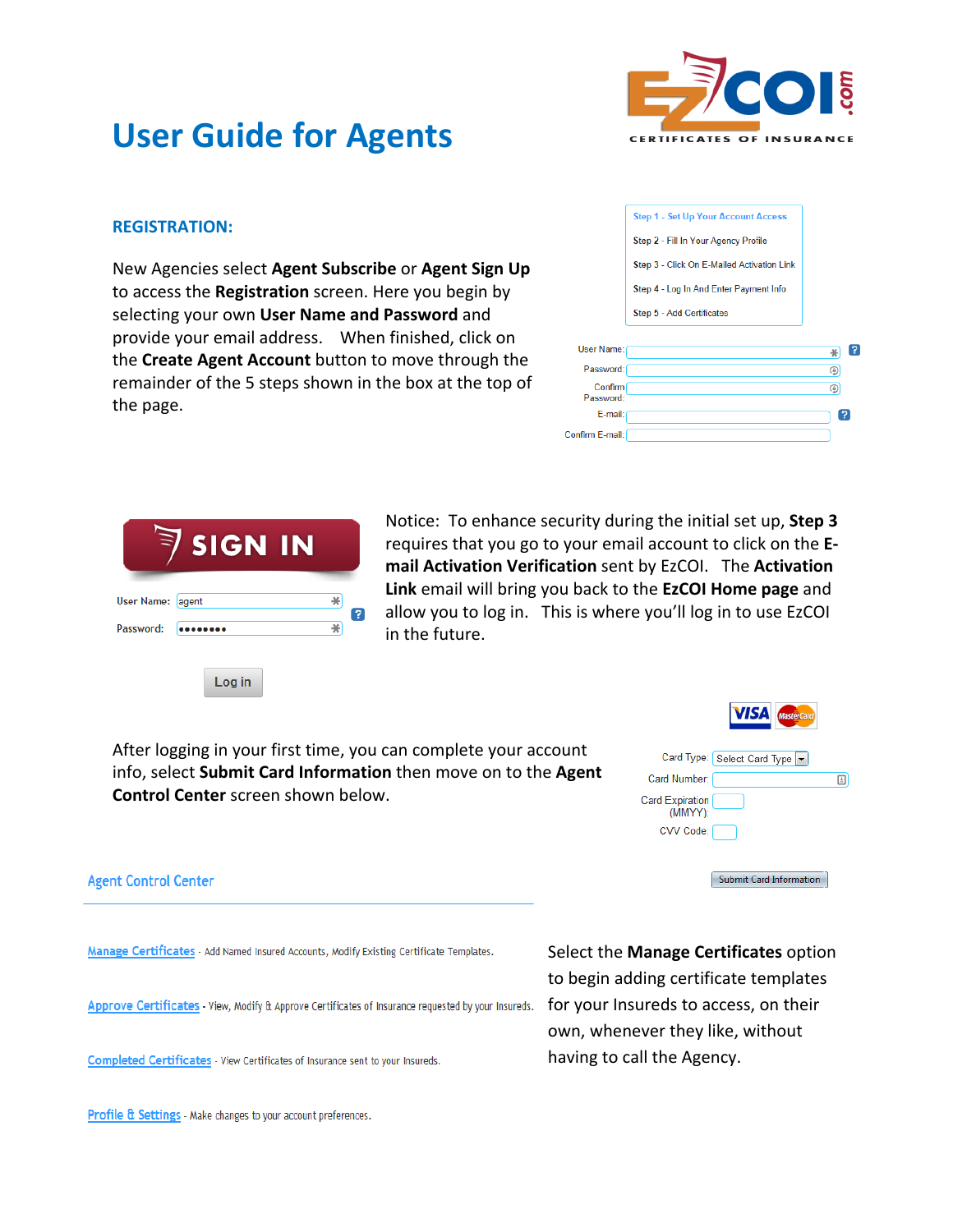# User Guide for Agents

EZCOI.com
CERTIFICATES OF INSURANCE

## REGISTRATION:

New Agencies select **Agent Subscribe** or **Agent Sign Up** to access the **Registration** screen. Here you begin by selecting your own **User Name and Password** and provide your email address. When finished, click on the **Create Agent Account** button to move through the remainder of the 5 steps shown in the box at the top of the page.

Step 1 - Set Up Your Account Access
Step 2 - Fill In Your Agency Profile
Step 3 - Click On E-Mailed Activation Link
Step 4 - Log In And Enter Payment Info
Step 5 - Add Certificates

User Name:
Password:
Confirm Password:
E-mail:
Confirm E-mail:

SIGN IN

User Name: agent
Password: ••••••••

Log in

Notice: To enhance security during the initial set up, **Step 3** requires that you go to your email account to click on the **E-mail Activation Verification** sent by EzCOI. The **Activation Link** email will bring you back to the **EzCOI Home page** and allow you to log in. This is where you'll log in to use EzCOI in the future.

After logging in your first time, you can complete your account info, select **Submit Card Information** then move on to the **Agent Control Center** screen shown below.

VISA MasterCard

Card Type: Select Card Type
Card Number:
Card Expiration (MMYY):
CVV Code:

Submit Card Information

Agent Control Center

Manage Certificates - Add Named Insured Accounts, Modify Existing Certificate Templates.

Approve Certificates - View, Modify & Approve Certificates of Insurance requested by your Insureds.

Completed Certificates - View Certificates of Insurance sent to your Insureds.

Profile & Settings - Make changes to your account preferences.

Select the **Manage Certificates** option to begin adding certificate templates for your Insureds to access, on their own, whenever they like, without having to call the Agency.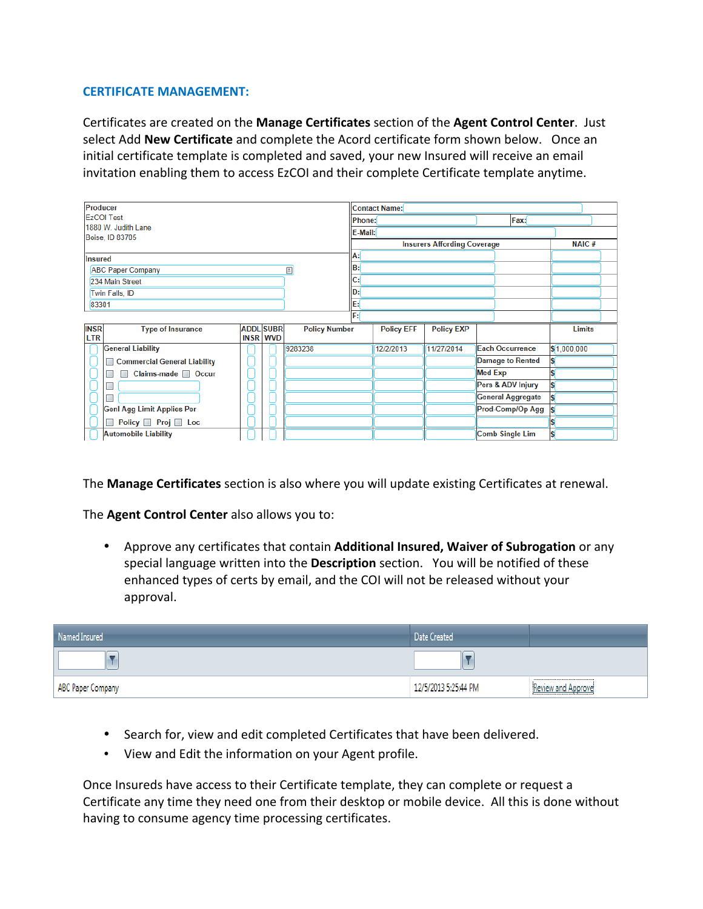## CERTIFICATE MANAGEMENT:

Certificates are created on the **Manage Certificates** section of the **Agent Control Center**. Just select Add **New Certificate** and complete the Acord certificate form shown below. Once an initial certificate template is completed and saved, your new Insured will receive an email invitation enabling them to access EzCOI and their complete Certificate template anytime.

| | |
|---|---|
| Producer<br>EzCOI Test<br>1880 W. Judith Lane<br>Boise, ID 83705 | Contact Name:<br>Phone: Fax:<br>E-Mail: |
| Insured<br>ABC Paper Company<br>234 Main Street<br>Twin Falls, ID<br>83301 | Insurers Affording Coverage / NAIC #<br>A:<br>B:<br>C:<br>D:<br>E:<br>F: |

| INSR LTR | Type of Insurance | ADDL INSR | SUBR WVD | Policy Number | Policy EFF | Policy EXP | | Limits |
|---|---|---|---|---|---|---|---|---|
| | General Liability | | | 9283238 | 12/2/2013 | 11/27/2014 | Each Occurrence | $ 1,000,000 |
| | Commercial General Liability | | | | | | Damage to Rented | $ |
| | Claims-made Occur | | | | | | Med Exp | $ |
| | | | | | | | Pers & ADV Injury | $ |
| | | | | | | | General Aggregate | $ |
| | Genl Agg Limit Applies Per | | | | | | Prod-Comp/Op Agg | $ |
| | Policy Proj Loc | | | | | | | $ |
| | Automobile Liability | | | | | | Comb Single Lim | $ |

The **Manage Certificates** section is also where you will update existing Certificates at renewal.

The **Agent Control Center** also allows you to:

- Approve any certificates that contain **Additional Insured, Waiver of Subrogation** or any special language written into the **Description** section. You will be notified of these enhanced types of certs by email, and the COI will not be released without your approval.

| Named Insured | Date Created | |
|---|---|---|
| ABC Paper Company | 12/5/2013 5:25:44 PM | Review and Approve |

- Search for, view and edit completed Certificates that have been delivered.
- View and Edit the information on your Agent profile.

Once Insureds have access to their Certificate template, they can complete or request a Certificate any time they need one from their desktop or mobile device. All this is done without having to consume agency time processing certificates.